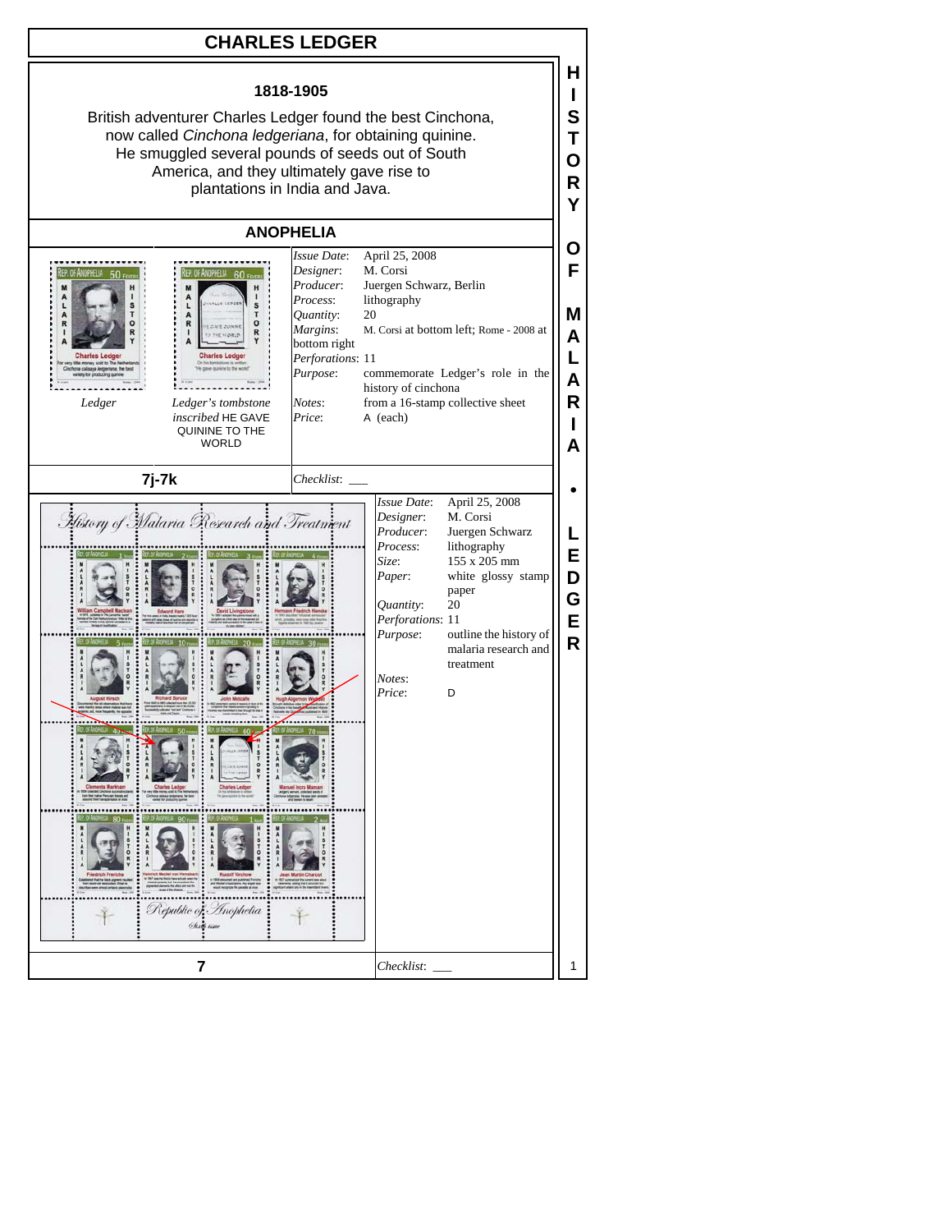# CHARLES LEDGER

## 1818-1905

British adventurer Charles Ledger found the best Cinchona, now called *Cinchona ledgeriana*, for obtaining quinine. He smuggled several pounds of seeds out of South America, and they ultimately gave rise to plantations in India and Java.

## ANOPHELIA

Ledger

*Ledger's tombstone inscribed* HE GAVE QUININE TO THE WORLD

| | |
|---|---|
| *Issue Date*: | April 25, 2008 |
| *Designer*: | M. Corsi |
| *Producer*: | Juergen Schwarz, Berlin |
| *Process*: | lithography |
| *Quantity*: | 20 |
| *Margins*: | M. Corsi at bottom left; Rome - 2008 at bottom right |
| *Perforations*: | 11 |
| *Purpose*: | commemorate Ledger's role in the history of cinchona |
| *Notes*: | from a 16-stamp collective sheet |
| *Price*: | A (each) |

**7j-7k**

*Checklist*: ___

| | |
|---|---|
| *Issue Date*: | April 25, 2008 |
| *Designer*: | M. Corsi |
| *Producer*: | Juergen Schwarz |
| *Process*: | lithography |
| *Size*: | 155 x 205 mm |
| *Paper*: | white glossy stamp paper |
| *Quantity*: | 20 |
| *Perforations*: | 11 |
| *Purpose*: | outline the history of malaria research and treatment |
| *Notes*: | |
| *Price*: | D |

**7**

*Checklist*: ___

HISTORY OF MALARIA • LEDGER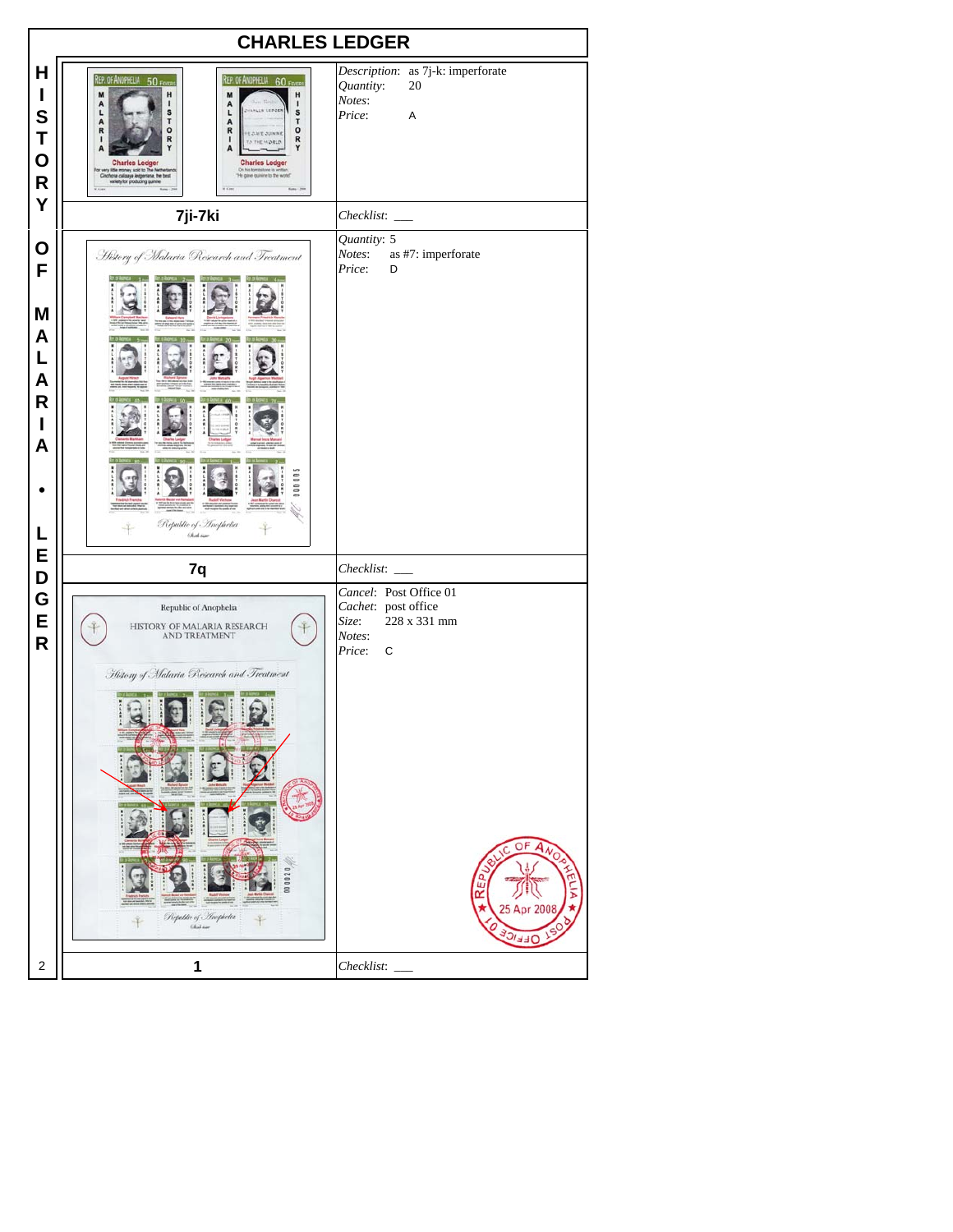# CHARLES LEDGER

HISTORY OF MALARIA • LEDGER

| | |
|---|---|
| **7ji-7ki** | *Description*: as 7j-k: imperforate<br>*Quantity*: 20<br>*Notes*:<br>*Price*: A<br><br>*Checklist*: ___ |
| **7q** | *Quantity*: 5<br>*Notes*: as #7: imperforate<br>*Price*: D<br><br>*Checklist*: ___ |
| **1** | *Cancel*: Post Office 01<br>*Cachet*: post office<br>*Size*: 228 x 331 mm<br>*Notes*:<br>*Price*: C<br><br>*Checklist*: ___ |